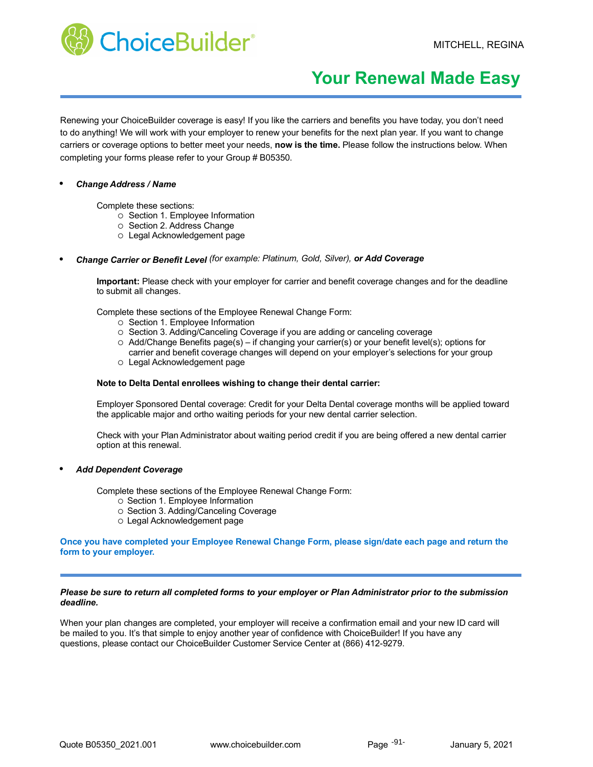MITCHELL, REGINA

# Your Renewal Made Easy

Renewing your ChoiceBuilder coverage is easy! If you like the carriers and benefits you have today, you don't need to do anything! We will work with your employer to renew your benefits for the next plan year. If you want to change carriers or coverage options to better meet your needs, **now is the time.** Please follow the instructions below. When completing your forms please refer to your Group # B05350.

- ***Change Address / Name***

  Complete these sections:
  - Section 1. Employee Information
  - Section 2. Address Change
  - Legal Acknowledgement page

- ***Change Carrier or Benefit Level*** *(for example: Platinum, Gold, Silver),* ***or Add Coverage***

  **Important:** Please check with your employer for carrier and benefit coverage changes and for the deadline to submit all changes.

  Complete these sections of the Employee Renewal Change Form:
  - Section 1. Employee Information
  - Section 3. Adding/Canceling Coverage if you are adding or canceling coverage
  - Add/Change Benefits page(s) – if changing your carrier(s) or your benefit level(s); options for carrier and benefit coverage changes will depend on your employer's selections for your group
  - Legal Acknowledgement page

  **Note to Delta Dental enrollees wishing to change their dental carrier:**

  Employer Sponsored Dental coverage: Credit for your Delta Dental coverage months will be applied toward the applicable major and ortho waiting periods for your new dental carrier selection.

  Check with your Plan Administrator about waiting period credit if you are being offered a new dental carrier option at this renewal.

- ***Add Dependent Coverage***

  Complete these sections of the Employee Renewal Change Form:
  - Section 1. Employee Information
  - Section 3. Adding/Canceling Coverage
  - Legal Acknowledgement page

**Once you have completed your Employee Renewal Change Form, please sign/date each page and return the form to your employer.**

***Please be sure to return all completed forms to your employer or Plan Administrator prior to the submission deadline.***

When your plan changes are completed, your employer will receive a confirmation email and your new ID card will be mailed to you. It's that simple to enjoy another year of confidence with ChoiceBuilder! If you have any questions, please contact our ChoiceBuilder Customer Service Center at (866) 412-9279.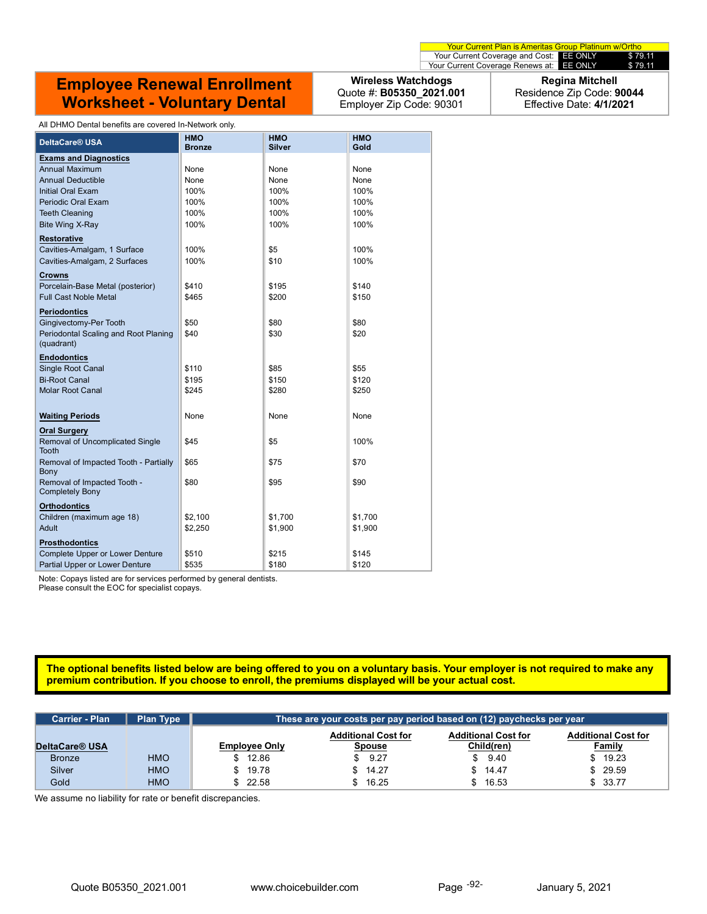| Your Current Plan is Ameritas Group Platinum w/Ortho | | |
|---|---|---|
| Your Current Coverage and Cost: | EE ONLY | $ 79.11 |
| Your Current Coverage Renews at: | EE ONLY | $ 79.11 |

# Employee Renewal Enrollment Worksheet - Voluntary Dental

**Wireless Watchdogs**
Quote #: **B05350_2021.001**
Employer Zip Code: 90301

**Regina Mitchell**
Residence Zip Code: **90044**
Effective Date: **4/1/2021**

All DHMO Dental benefits are covered In-Network only.

| DeltaCare® USA | HMO Bronze | HMO Silver | HMO Gold |
|---|---|---|---|
| **Exams and Diagnostics** | | | |
| Annual Maximum | None | None | None |
| Annual Deductible | None | None | None |
| Initial Oral Exam | 100% | 100% | 100% |
| Periodic Oral Exam | 100% | 100% | 100% |
| Teeth Cleaning | 100% | 100% | 100% |
| Bite Wing X-Ray | 100% | 100% | 100% |
| **Restorative** | | | |
| Cavities-Amalgam, 1 Surface | 100% | $5 | 100% |
| Cavities-Amalgam, 2 Surfaces | 100% | $10 | 100% |
| **Crowns** | | | |
| Porcelain-Base Metal (posterior) | $410 | $195 | $140 |
| Full Cast Noble Metal | $465 | $200 | $150 |
| **Periodontics** | | | |
| Gingivectomy-Per Tooth | $50 | $80 | $80 |
| Periodontal Scaling and Root Planing (quadrant) | $40 | $30 | $20 |
| **Endodontics** | | | |
| Single Root Canal | $110 | $85 | $55 |
| Bi-Root Canal | $195 | $150 | $120 |
| Molar Root Canal | $245 | $280 | $250 |
| **Waiting Periods** | None | None | None |
| **Oral Surgery** | | | |
| Removal of Uncomplicated Single Tooth | $45 | $5 | 100% |
| Removal of Impacted Tooth - Partially Bony | $65 | $75 | $70 |
| Removal of Impacted Tooth - Completely Bony | $80 | $95 | $90 |
| **Orthodontics** | | | |
| Children (maximum age 18) | $2,100 | $1,700 | $1,700 |
| Adult | $2,250 | $1,900 | $1,900 |
| **Prosthodontics** | | | |
| Complete Upper or Lower Denture | $510 | $215 | $145 |
| Partial Upper or Lower Denture | $535 | $180 | $120 |

Note: Copays listed are for services performed by general dentists.
Please consult the EOC for specialist copays.

**The optional benefits listed below are being offered to you on a voluntary basis. Your employer is not required to make any premium contribution. If you choose to enroll, the premiums displayed will be your actual cost.**

| Carrier - Plan | Plan Type | These are your costs per pay period based on (12) paychecks per year | | | |
|---|---|---|---|---|---|
| **DeltaCare® USA** | | **Employee Only** | **Additional Cost for Spouse** | **Additional Cost for Child(ren)** | **Additional Cost for Family** |
| Bronze | HMO | $ 12.86 | $ 9.27 | $ 9.40 | $ 19.23 |
| Silver | HMO | $ 19.78 | $ 14.27 | $ 14.47 | $ 29.59 |
| Gold | HMO | $ 22.58 | $ 16.25 | $ 16.53 | $ 33.77 |

We assume no liability for rate or benefit discrepancies.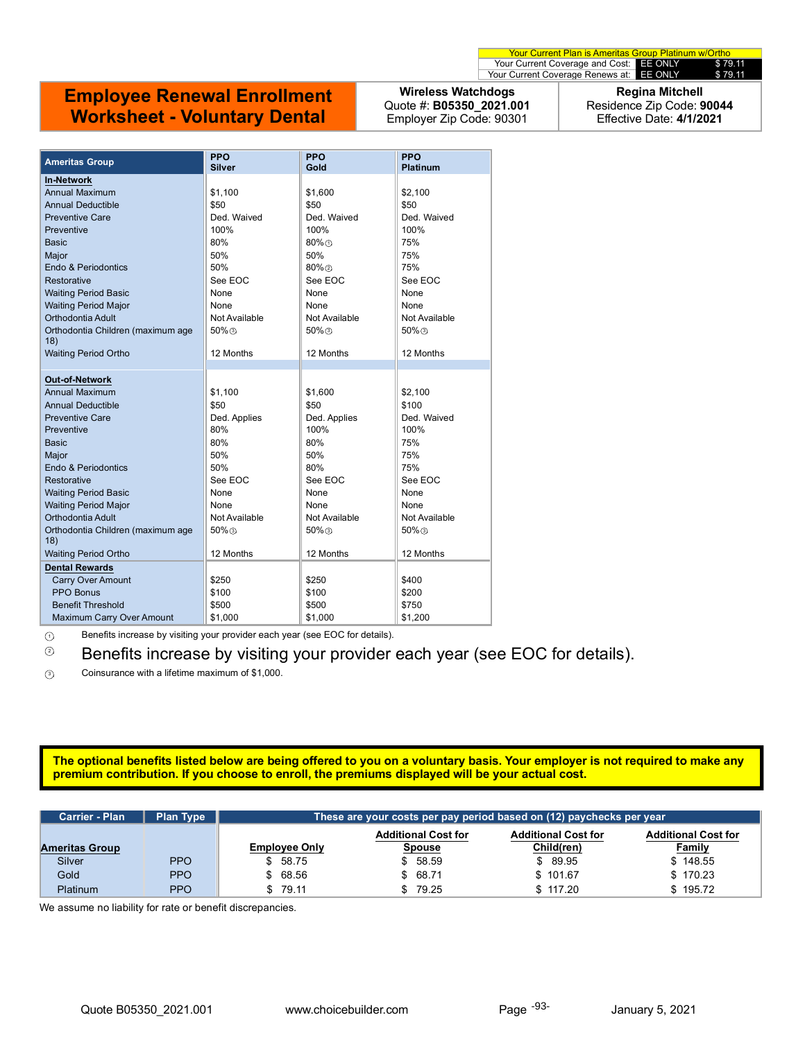| Your Current Plan is Ameritas Group Platinum w/Ortho | | |
|---|---|---|
| Your Current Coverage and Cost: | EE ONLY | $ 79.11 |
| Your Current Coverage Renews at: | EE ONLY | $ 79.11 |

# Employee Renewal Enrollment Worksheet - Voluntary Dental

**Wireless Watchdogs**
Quote #: **B05350_2021.001**
Employer Zip Code: 90301

**Regina Mitchell**
Residence Zip Code: **90044**
Effective Date: **4/1/2021**

| Ameritas Group | PPO Silver | PPO Gold | PPO Platinum |
|---|---|---|---|
| **In-Network** | | | |
| Annual Maximum | $1,100 | $1,600 | $2,100 |
| Annual Deductible | $50 | $50 | $50 |
| Preventive Care | Ded. Waived | Ded. Waived | Ded. Waived |
| Preventive | 100% | 100% | 100% |
| Basic | 80% | 80% ① | 75% |
| Major | 50% | 50% | 75% |
| Endo & Periodontics | 50% | 80% ② | 75% |
| Restorative | See EOC | See EOC | See EOC |
| Waiting Period Basic | None | None | None |
| Waiting Period Major | None | None | None |
| Orthodontia Adult | Not Available | Not Available | Not Available |
| Orthodontia Children (maximum age 18) | 50% ③ | 50% ③ | 50% ③ |
| Waiting Period Ortho | 12 Months | 12 Months | 12 Months |
| **Out-of-Network** | | | |
| Annual Maximum | $1,100 | $1,600 | $2,100 |
| Annual Deductible | $50 | $50 | $100 |
| Preventive Care | Ded. Applies | Ded. Applies | Ded. Waived |
| Preventive | 80% | 100% | 100% |
| Basic | 80% | 80% | 75% |
| Major | 50% | 50% | 75% |
| Endo & Periodontics | 50% | 80% | 75% |
| Restorative | See EOC | See EOC | See EOC |
| Waiting Period Basic | None | None | None |
| Waiting Period Major | None | None | None |
| Orthodontia Adult | Not Available | Not Available | Not Available |
| Orthodontia Children (maximum age 18) | 50% ③ | 50% ③ | 50% ③ |
| Waiting Period Ortho | 12 Months | 12 Months | 12 Months |
| **Dental Rewards** | | | |
| Carry Over Amount | $250 | $250 | $400 |
| PPO Bonus | $100 | $100 | $200 |
| Benefit Threshold | $500 | $500 | $750 |
| Maximum Carry Over Amount | $1,000 | $1,000 | $1,200 |

① Benefits increase by visiting your provider each year (see EOC for details).

② Benefits increase by visiting your provider each year (see EOC for details).

③ Coinsurance with a lifetime maximum of $1,000.

**The optional benefits listed below are being offered to you on a voluntary basis. Your employer is not required to make any premium contribution. If you choose to enroll, the premiums displayed will be your actual cost.**

| Carrier - Plan | Plan Type | These are your costs per pay period based on (12) paychecks per year | | | |
|---|---|---|---|---|---|
| **Ameritas Group** | | **Employee Only** | **Additional Cost for Spouse** | **Additional Cost for Child(ren)** | **Additional Cost for Family** |
| Silver | PPO | $ 58.75 | $ 58.59 | $ 89.95 | $ 148.55 |
| Gold | PPO | $ 68.56 | $ 68.71 | $ 101.67 | $ 170.23 |
| Platinum | PPO | $ 79.11 | $ 79.25 | $ 117.20 | $ 195.72 |

We assume no liability for rate or benefit discrepancies.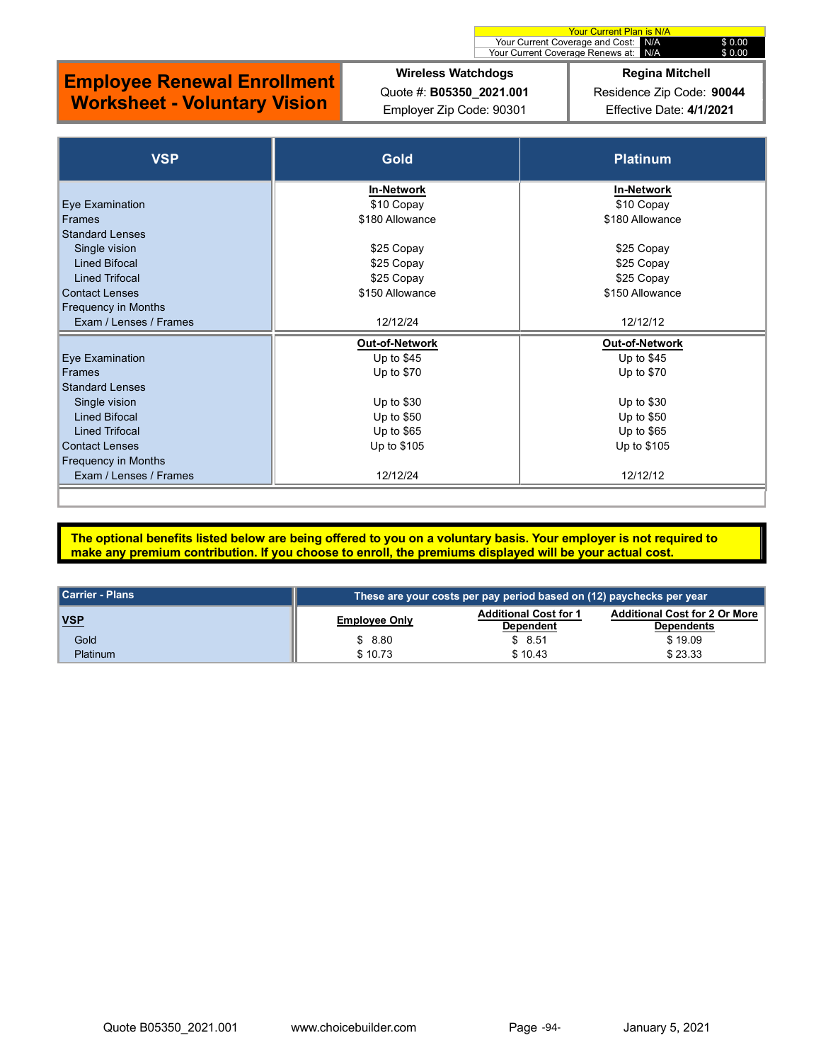| Your Current Plan is N/A | | |
|---|---|---|
| Your Current Coverage and Cost: | N/A | $ 0.00 |
| Your Current Coverage Renews at: | N/A | $ 0.00 |

# Employee Renewal Enrollment Worksheet - Voluntary Vision

| Wireless Watchdogs | Regina Mitchell |
|---|---|
| Quote #: **B05350_2021.001** | Residence Zip Code: **90044** |
| Employer Zip Code: 90301 | Effective Date: **4/1/2021** |

| VSP | Gold | Platinum |
|---|---|---|
| | **In-Network** | **In-Network** |
| Eye Examination | $10 Copay | $10 Copay |
| Frames | $180 Allowance | $180 Allowance |
| Standard Lenses | | |
| Single vision | $25 Copay | $25 Copay |
| Lined Bifocal | $25 Copay | $25 Copay |
| Lined Trifocal | $25 Copay | $25 Copay |
| Contact Lenses | $150 Allowance | $150 Allowance |
| Frequency in Months | | |
| Exam / Lenses / Frames | 12/12/24 | 12/12/12 |
| | **Out-of-Network** | **Out-of-Network** |
| Eye Examination | Up to $45 | Up to $45 |
| Frames | Up to $70 | Up to $70 |
| Standard Lenses | | |
| Single vision | Up to $30 | Up to $30 |
| Lined Bifocal | Up to $50 | Up to $50 |
| Lined Trifocal | Up to $65 | Up to $65 |
| Contact Lenses | Up to $105 | Up to $105 |
| Frequency in Months | | |
| Exam / Lenses / Frames | 12/12/24 | 12/12/12 |

**The optional benefits listed below are being offered to you on a voluntary basis. Your employer is not required to make any premium contribution. If you choose to enroll, the premiums displayed will be your actual cost.**

| Carrier - Plans | These are your costs per pay period based on (12) paychecks per year | | |
|---|---|---|---|
| **VSP** | **Employee Only** | **Additional Cost for 1 Dependent** | **Additional Cost for 2 Or More Dependents** |
| Gold | $ 8.80 | $ 8.51 | $ 19.09 |
| Platinum | $ 10.73 | $ 10.43 | $ 23.33 |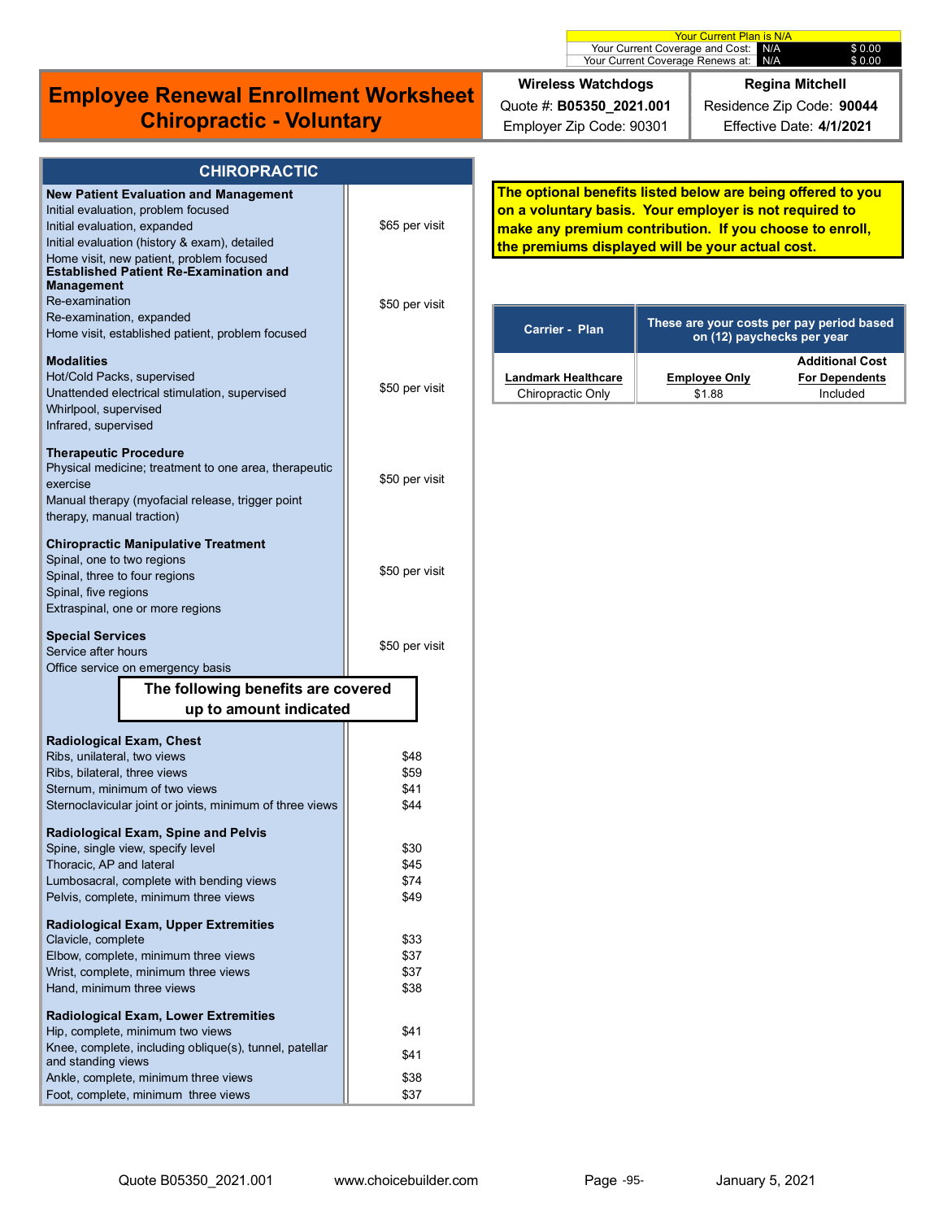| Your Current Plan is N/A | | |
|---|---|---|
| Your Current Coverage and Cost: | N/A | $ 0.00 |
| Your Current Coverage Renews at: | N/A | $ 0.00 |

# Employee Renewal Enrollment Worksheet Chiropractic - Voluntary

| Wireless Watchdogs | Regina Mitchell |
|---|---|
| Quote #: **B05350_2021.001** | Residence Zip Code: **90044** |
| Employer Zip Code: 90301 | Effective Date: **4/1/2021** |

## CHIROPRACTIC

| | |
|---|---|
| **New Patient Evaluation and Management**<br>Initial evaluation, problem focused<br>Initial evaluation, expanded<br>Initial evaluation (history & exam), detailed<br>Home visit, new patient, problem focused | $65 per visit |
| **Established Patient Re-Examination and Management**<br>Re-examination<br>Re-examination, expanded<br>Home visit, established patient, problem focused | $50 per visit |
| **Modalities**<br>Hot/Cold Packs, supervised<br>Unattended electrical stimulation, supervised<br>Whirlpool, supervised<br>Infrared, supervised | $50 per visit |
| **Therapeutic Procedure**<br>Physical medicine; treatment to one area, therapeutic exercise<br>Manual therapy (myofacial release, trigger point therapy, manual traction) | $50 per visit |
| **Chiropractic Manipulative Treatment**<br>Spinal, one to two regions<br>Spinal, three to four regions<br>Spinal, five regions<br>Extraspinal, one or more regions | $50 per visit |
| **Special Services**<br>Service after hours<br>Office service on emergency basis | $50 per visit |

**The following benefits are covered up to amount indicated**

| | |
|---|---|
| **Radiological Exam, Chest** | |
| Ribs, unilateral, two views | $48 |
| Ribs, bilateral, three views | $59 |
| Sternum, minimum of two views | $41 |
| Sternoclavicular joint or joints, minimum of three views | $44 |
| **Radiological Exam, Spine and Pelvis** | |
| Spine, single view, specify level | $30 |
| Thoracic, AP and lateral | $45 |
| Lumbosacral, complete with bending views | $74 |
| Pelvis, complete, minimum three views | $49 |
| **Radiological Exam, Upper Extremities** | |
| Clavicle, complete | $33 |
| Elbow, complete, minimum three views | $37 |
| Wrist, complete, minimum three views | $37 |
| Hand, minimum three views | $38 |
| **Radiological Exam, Lower Extremities** | |
| Hip, complete, minimum two views | $41 |
| Knee, complete, including oblique(s), tunnel, patellar and standing views | $41 |
| Ankle, complete, minimum three views | $38 |
| Foot, complete, minimum three views | $37 |

**The optional benefits listed below are being offered to you on a voluntary basis. Your employer is not required to make any premium contribution. If you choose to enroll, the premiums displayed will be your actual cost.**

| Carrier - Plan | These are your costs per pay period based on (12) paychecks per year | |
|---|---|---|
| **Landmark Healthcare** | **Employee Only** | **Additional Cost For Dependents** |
| Chiropractic Only | $1.88 | Included |